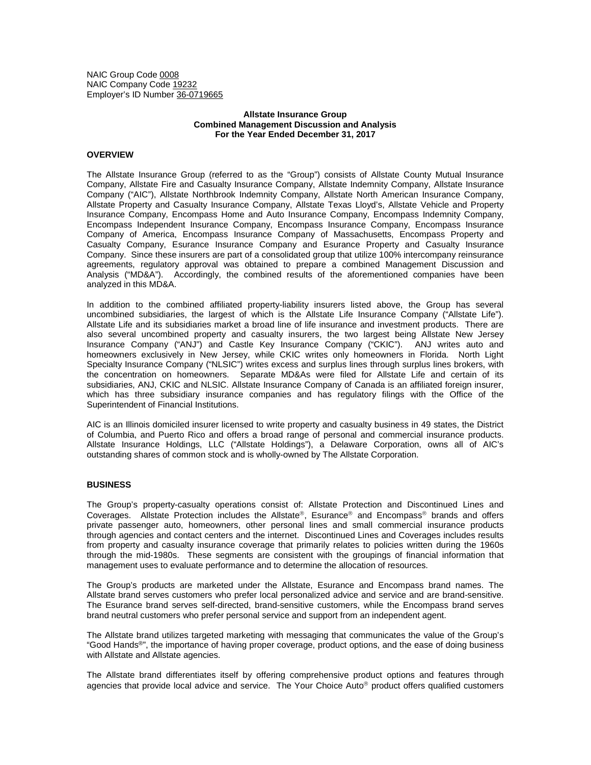NAIC Group Code 0008
NAIC Company Code 19232
Employer's ID Number 36-0719665

**Allstate Insurance Group**
**Combined Management Discussion and Analysis**
**For the Year Ended December 31, 2017**

## OVERVIEW

The Allstate Insurance Group (referred to as the "Group") consists of Allstate County Mutual Insurance Company, Allstate Fire and Casualty Insurance Company, Allstate Indemnity Company, Allstate Insurance Company ("AIC"), Allstate Northbrook Indemnity Company, Allstate North American Insurance Company, Allstate Property and Casualty Insurance Company, Allstate Texas Lloyd's, Allstate Vehicle and Property Insurance Company, Encompass Home and Auto Insurance Company, Encompass Indemnity Company, Encompass Independent Insurance Company, Encompass Insurance Company, Encompass Insurance Company of America, Encompass Insurance Company of Massachusetts, Encompass Property and Casualty Company, Esurance Insurance Company and Esurance Property and Casualty Insurance Company. Since these insurers are part of a consolidated group that utilize 100% intercompany reinsurance agreements, regulatory approval was obtained to prepare a combined Management Discussion and Analysis ("MD&A"). Accordingly, the combined results of the aforementioned companies have been analyzed in this MD&A.

In addition to the combined affiliated property-liability insurers listed above, the Group has several uncombined subsidiaries, the largest of which is the Allstate Life Insurance Company ("Allstate Life"). Allstate Life and its subsidiaries market a broad line of life insurance and investment products. There are also several uncombined property and casualty insurers, the two largest being Allstate New Jersey Insurance Company ("ANJ") and Castle Key Insurance Company ("CKIC"). ANJ writes auto and homeowners exclusively in New Jersey, while CKIC writes only homeowners in Florida. North Light Specialty Insurance Company ("NLSIC") writes excess and surplus lines through surplus lines brokers, with the concentration on homeowners. Separate MD&As were filed for Allstate Life and certain of its subsidiaries, ANJ, CKIC and NLSIC. Allstate Insurance Company of Canada is an affiliated foreign insurer, which has three subsidiary insurance companies and has regulatory filings with the Office of the Superintendent of Financial Institutions.

AIC is an Illinois domiciled insurer licensed to write property and casualty business in 49 states, the District of Columbia, and Puerto Rico and offers a broad range of personal and commercial insurance products. Allstate Insurance Holdings, LLC ("Allstate Holdings"), a Delaware Corporation, owns all of AIC's outstanding shares of common stock and is wholly-owned by The Allstate Corporation.

## BUSINESS

The Group's property-casualty operations consist of: Allstate Protection and Discontinued Lines and Coverages. Allstate Protection includes the Allstate®, Esurance® and Encompass® brands and offers private passenger auto, homeowners, other personal lines and small commercial insurance products through agencies and contact centers and the internet. Discontinued Lines and Coverages includes results from property and casualty insurance coverage that primarily relates to policies written during the 1960s through the mid-1980s. These segments are consistent with the groupings of financial information that management uses to evaluate performance and to determine the allocation of resources.

The Group's products are marketed under the Allstate, Esurance and Encompass brand names. The Allstate brand serves customers who prefer local personalized advice and service and are brand-sensitive. The Esurance brand serves self-directed, brand-sensitive customers, while the Encompass brand serves brand neutral customers who prefer personal service and support from an independent agent.

The Allstate brand utilizes targeted marketing with messaging that communicates the value of the Group's "Good Hands®", the importance of having proper coverage, product options, and the ease of doing business with Allstate and Allstate agencies.

The Allstate brand differentiates itself by offering comprehensive product options and features through agencies that provide local advice and service. The Your Choice Auto® product offers qualified customers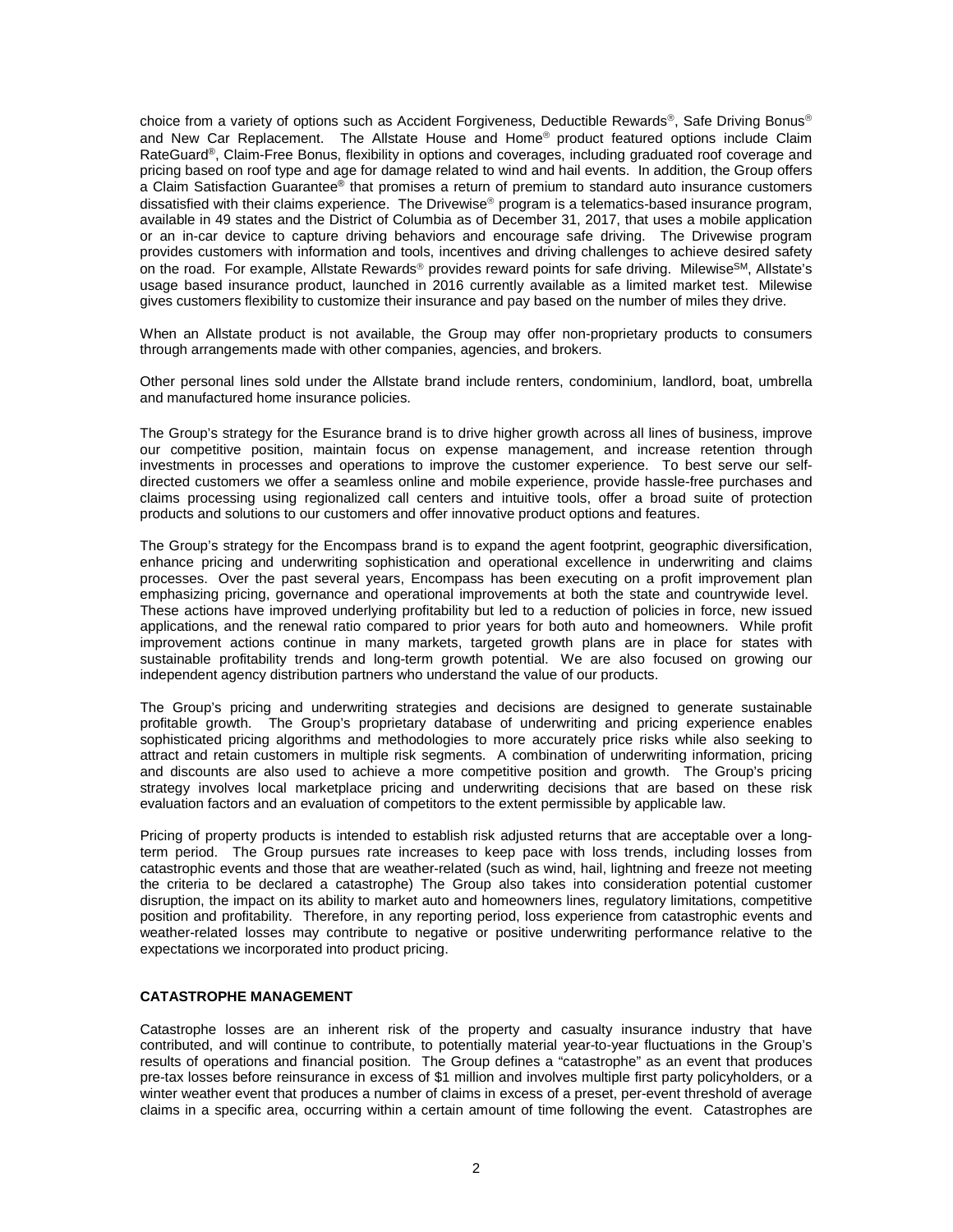choice from a variety of options such as Accident Forgiveness, Deductible Rewards®, Safe Driving Bonus® and New Car Replacement. The Allstate House and Home® product featured options include Claim RateGuard®, Claim-Free Bonus, flexibility in options and coverages, including graduated roof coverage and pricing based on roof type and age for damage related to wind and hail events. In addition, the Group offers a Claim Satisfaction Guarantee® that promises a return of premium to standard auto insurance customers dissatisfied with their claims experience. The Drivewise® program is a telematics-based insurance program, available in 49 states and the District of Columbia as of December 31, 2017, that uses a mobile application or an in-car device to capture driving behaviors and encourage safe driving. The Drivewise program provides customers with information and tools, incentives and driving challenges to achieve desired safety on the road. For example, Allstate Rewards® provides reward points for safe driving. Milewise℠, Allstate's usage based insurance product, launched in 2016 currently available as a limited market test. Milewise gives customers flexibility to customize their insurance and pay based on the number of miles they drive.

When an Allstate product is not available, the Group may offer non-proprietary products to consumers through arrangements made with other companies, agencies, and brokers.

Other personal lines sold under the Allstate brand include renters, condominium, landlord, boat, umbrella and manufactured home insurance policies.

The Group's strategy for the Esurance brand is to drive higher growth across all lines of business, improve our competitive position, maintain focus on expense management, and increase retention through investments in processes and operations to improve the customer experience. To best serve our self-directed customers we offer a seamless online and mobile experience, provide hassle-free purchases and claims processing using regionalized call centers and intuitive tools, offer a broad suite of protection products and solutions to our customers and offer innovative product options and features.

The Group's strategy for the Encompass brand is to expand the agent footprint, geographic diversification, enhance pricing and underwriting sophistication and operational excellence in underwriting and claims processes. Over the past several years, Encompass has been executing on a profit improvement plan emphasizing pricing, governance and operational improvements at both the state and countrywide level. These actions have improved underlying profitability but led to a reduction of policies in force, new issued applications, and the renewal ratio compared to prior years for both auto and homeowners. While profit improvement actions continue in many markets, targeted growth plans are in place for states with sustainable profitability trends and long-term growth potential. We are also focused on growing our independent agency distribution partners who understand the value of our products.

The Group's pricing and underwriting strategies and decisions are designed to generate sustainable profitable growth. The Group's proprietary database of underwriting and pricing experience enables sophisticated pricing algorithms and methodologies to more accurately price risks while also seeking to attract and retain customers in multiple risk segments. A combination of underwriting information, pricing and discounts are also used to achieve a more competitive position and growth. The Group's pricing strategy involves local marketplace pricing and underwriting decisions that are based on these risk evaluation factors and an evaluation of competitors to the extent permissible by applicable law.

Pricing of property products is intended to establish risk adjusted returns that are acceptable over a long-term period. The Group pursues rate increases to keep pace with loss trends, including losses from catastrophic events and those that are weather-related (such as wind, hail, lightning and freeze not meeting the criteria to be declared a catastrophe) The Group also takes into consideration potential customer disruption, the impact on its ability to market auto and homeowners lines, regulatory limitations, competitive position and profitability. Therefore, in any reporting period, loss experience from catastrophic events and weather-related losses may contribute to negative or positive underwriting performance relative to the expectations we incorporated into product pricing.

## CATASTROPHE MANAGEMENT

Catastrophe losses are an inherent risk of the property and casualty insurance industry that have contributed, and will continue to contribute, to potentially material year-to-year fluctuations in the Group's results of operations and financial position. The Group defines a "catastrophe" as an event that produces pre-tax losses before reinsurance in excess of $1 million and involves multiple first party policyholders, or a winter weather event that produces a number of claims in excess of a preset, per-event threshold of average claims in a specific area, occurring within a certain amount of time following the event. Catastrophes are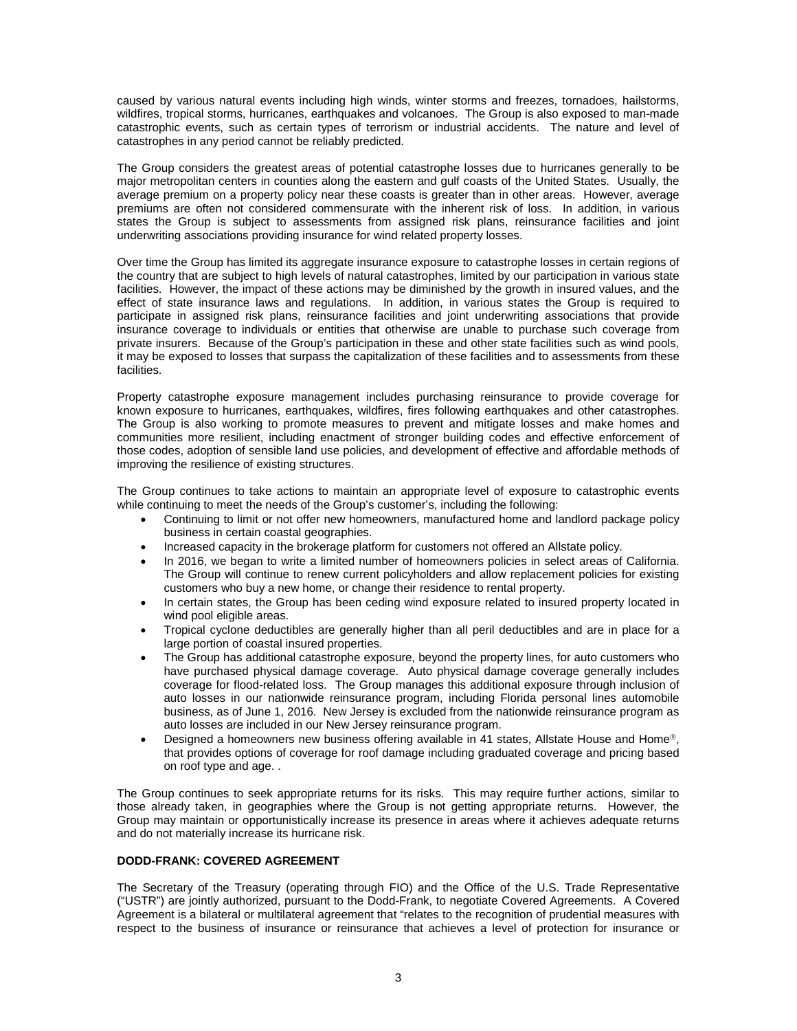caused by various natural events including high winds, winter storms and freezes, tornadoes, hailstorms, wildfires, tropical storms, hurricanes, earthquakes and volcanoes. The Group is also exposed to man-made catastrophic events, such as certain types of terrorism or industrial accidents. The nature and level of catastrophes in any period cannot be reliably predicted.

The Group considers the greatest areas of potential catastrophe losses due to hurricanes generally to be major metropolitan centers in counties along the eastern and gulf coasts of the United States. Usually, the average premium on a property policy near these coasts is greater than in other areas. However, average premiums are often not considered commensurate with the inherent risk of loss. In addition, in various states the Group is subject to assessments from assigned risk plans, reinsurance facilities and joint underwriting associations providing insurance for wind related property losses.

Over time the Group has limited its aggregate insurance exposure to catastrophe losses in certain regions of the country that are subject to high levels of natural catastrophes, limited by our participation in various state facilities. However, the impact of these actions may be diminished by the growth in insured values, and the effect of state insurance laws and regulations. In addition, in various states the Group is required to participate in assigned risk plans, reinsurance facilities and joint underwriting associations that provide insurance coverage to individuals or entities that otherwise are unable to purchase such coverage from private insurers. Because of the Group's participation in these and other state facilities such as wind pools, it may be exposed to losses that surpass the capitalization of these facilities and to assessments from these facilities.

Property catastrophe exposure management includes purchasing reinsurance to provide coverage for known exposure to hurricanes, earthquakes, wildfires, fires following earthquakes and other catastrophes. The Group is also working to promote measures to prevent and mitigate losses and make homes and communities more resilient, including enactment of stronger building codes and effective enforcement of those codes, adoption of sensible land use policies, and development of effective and affordable methods of improving the resilience of existing structures.

The Group continues to take actions to maintain an appropriate level of exposure to catastrophic events while continuing to meet the needs of the Group's customer's, including the following:

- Continuing to limit or not offer new homeowners, manufactured home and landlord package policy business in certain coastal geographies.
- Increased capacity in the brokerage platform for customers not offered an Allstate policy.
- In 2016, we began to write a limited number of homeowners policies in select areas of California. The Group will continue to renew current policyholders and allow replacement policies for existing customers who buy a new home, or change their residence to rental property.
- In certain states, the Group has been ceding wind exposure related to insured property located in wind pool eligible areas.
- Tropical cyclone deductibles are generally higher than all peril deductibles and are in place for a large portion of coastal insured properties.
- The Group has additional catastrophe exposure, beyond the property lines, for auto customers who have purchased physical damage coverage. Auto physical damage coverage generally includes coverage for flood-related loss. The Group manages this additional exposure through inclusion of auto losses in our nationwide reinsurance program, including Florida personal lines automobile business, as of June 1, 2016. New Jersey is excluded from the nationwide reinsurance program as auto losses are included in our New Jersey reinsurance program.
- Designed a homeowners new business offering available in 41 states, Allstate House and Home®, that provides options of coverage for roof damage including graduated coverage and pricing based on roof type and age. .

The Group continues to seek appropriate returns for its risks. This may require further actions, similar to those already taken, in geographies where the Group is not getting appropriate returns. However, the Group may maintain or opportunistically increase its presence in areas where it achieves adequate returns and do not materially increase its hurricane risk.

**DODD-FRANK: COVERED AGREEMENT**

The Secretary of the Treasury (operating through FIO) and the Office of the U.S. Trade Representative ("USTR") are jointly authorized, pursuant to the Dodd-Frank, to negotiate Covered Agreements. A Covered Agreement is a bilateral or multilateral agreement that "relates to the recognition of prudential measures with respect to the business of insurance or reinsurance that achieves a level of protection for insurance or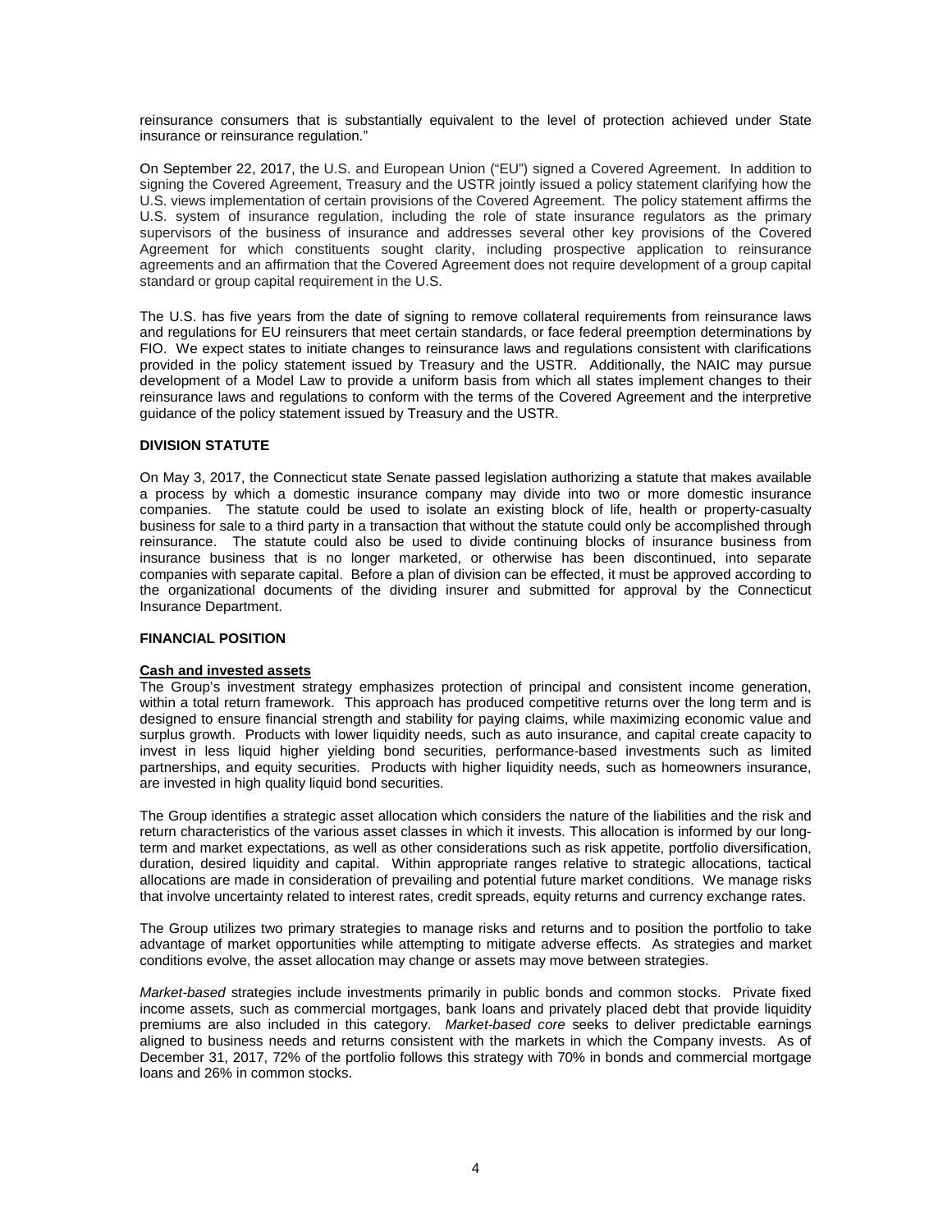reinsurance consumers that is substantially equivalent to the level of protection achieved under State insurance or reinsurance regulation."

On September 22, 2017, the U.S. and European Union ("EU") signed a Covered Agreement. In addition to signing the Covered Agreement, Treasury and the USTR jointly issued a policy statement clarifying how the U.S. views implementation of certain provisions of the Covered Agreement. The policy statement affirms the U.S. system of insurance regulation, including the role of state insurance regulators as the primary supervisors of the business of insurance and addresses several other key provisions of the Covered Agreement for which constituents sought clarity, including prospective application to reinsurance agreements and an affirmation that the Covered Agreement does not require development of a group capital standard or group capital requirement in the U.S.

The U.S. has five years from the date of signing to remove collateral requirements from reinsurance laws and regulations for EU reinsurers that meet certain standards, or face federal preemption determinations by FIO. We expect states to initiate changes to reinsurance laws and regulations consistent with clarifications provided in the policy statement issued by Treasury and the USTR. Additionally, the NAIC may pursue development of a Model Law to provide a uniform basis from which all states implement changes to their reinsurance laws and regulations to conform with the terms of the Covered Agreement and the interpretive guidance of the policy statement issued by Treasury and the USTR.

## DIVISION STATUTE

On May 3, 2017, the Connecticut state Senate passed legislation authorizing a statute that makes available a process by which a domestic insurance company may divide into two or more domestic insurance companies. The statute could be used to isolate an existing block of life, health or property-casualty business for sale to a third party in a transaction that without the statute could only be accomplished through reinsurance. The statute could also be used to divide continuing blocks of insurance business from insurance business that is no longer marketed, or otherwise has been discontinued, into separate companies with separate capital. Before a plan of division can be effected, it must be approved according to the organizational documents of the dividing insurer and submitted for approval by the Connecticut Insurance Department.

## FINANCIAL POSITION

### Cash and invested assets

The Group's investment strategy emphasizes protection of principal and consistent income generation, within a total return framework. This approach has produced competitive returns over the long term and is designed to ensure financial strength and stability for paying claims, while maximizing economic value and surplus growth. Products with lower liquidity needs, such as auto insurance, and capital create capacity to invest in less liquid higher yielding bond securities, performance-based investments such as limited partnerships, and equity securities. Products with higher liquidity needs, such as homeowners insurance, are invested in high quality liquid bond securities.

The Group identifies a strategic asset allocation which considers the nature of the liabilities and the risk and return characteristics of the various asset classes in which it invests. This allocation is informed by our long-term and market expectations, as well as other considerations such as risk appetite, portfolio diversification, duration, desired liquidity and capital. Within appropriate ranges relative to strategic allocations, tactical allocations are made in consideration of prevailing and potential future market conditions. We manage risks that involve uncertainty related to interest rates, credit spreads, equity returns and currency exchange rates.

The Group utilizes two primary strategies to manage risks and returns and to position the portfolio to take advantage of market opportunities while attempting to mitigate adverse effects. As strategies and market conditions evolve, the asset allocation may change or assets may move between strategies.

*Market-based* strategies include investments primarily in public bonds and common stocks. Private fixed income assets, such as commercial mortgages, bank loans and privately placed debt that provide liquidity premiums are also included in this category. *Market-based core* seeks to deliver predictable earnings aligned to business needs and returns consistent with the markets in which the Company invests. As of December 31, 2017, 72% of the portfolio follows this strategy with 70% in bonds and commercial mortgage loans and 26% in common stocks.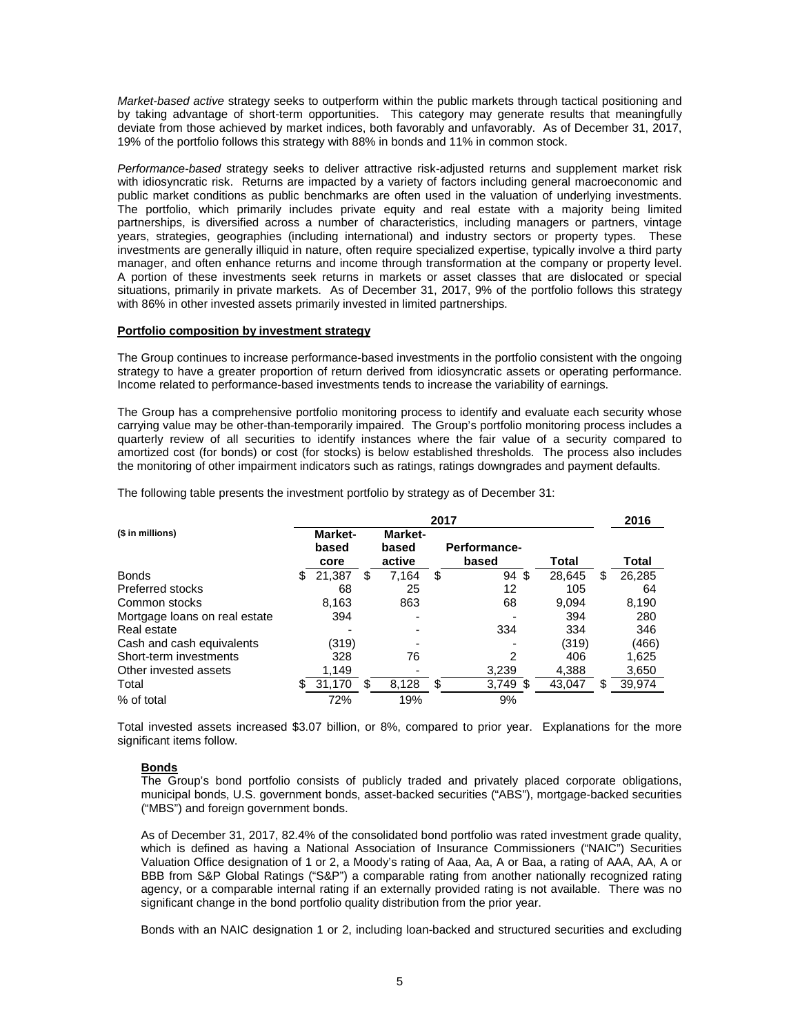*Market-based active* strategy seeks to outperform within the public markets through tactical positioning and by taking advantage of short-term opportunities. This category may generate results that meaningfully deviate from those achieved by market indices, both favorably and unfavorably. As of December 31, 2017, 19% of the portfolio follows this strategy with 88% in bonds and 11% in common stock.

*Performance-based* strategy seeks to deliver attractive risk-adjusted returns and supplement market risk with idiosyncratic risk. Returns are impacted by a variety of factors including general macroeconomic and public market conditions as public benchmarks are often used in the valuation of underlying investments. The portfolio, which primarily includes private equity and real estate with a majority being limited partnerships, is diversified across a number of characteristics, including managers or partners, vintage years, strategies, geographies (including international) and industry sectors or property types. These investments are generally illiquid in nature, often require specialized expertise, typically involve a third party manager, and often enhance returns and income through transformation at the company or property level. A portion of these investments seek returns in markets or asset classes that are dislocated or special situations, primarily in private markets. As of December 31, 2017, 9% of the portfolio follows this strategy with 86% in other invested assets primarily invested in limited partnerships.

**Portfolio composition by investment strategy**

The Group continues to increase performance-based investments in the portfolio consistent with the ongoing strategy to have a greater proportion of return derived from idiosyncratic assets or operating performance. Income related to performance-based investments tends to increase the variability of earnings.

The Group has a comprehensive portfolio monitoring process to identify and evaluate each security whose carrying value may be other-than-temporarily impaired. The Group's portfolio monitoring process includes a quarterly review of all securities to identify instances where the fair value of a security compared to amortized cost (for bonds) or cost (for stocks) is below established thresholds. The process also includes the monitoring of other impairment indicators such as ratings, ratings downgrades and payment defaults.

The following table presents the investment portfolio by strategy as of December 31:

| ($ in millions) | 2017 | | | | 2016 |
|---|---|---|---|---|---|
| | Market-based core | Market-based active | Performance-based | Total | Total |
| Bonds | $ 21,387 | $ 7,164 | $ 94 | $ 28,645 | $ 26,285 |
| Preferred stocks | 68 | 25 | 12 | 105 | 64 |
| Common stocks | 8,163 | 863 | 68 | 9,094 | 8,190 |
| Mortgage loans on real estate | 394 | - | - | 394 | 280 |
| Real estate | - | - | 334 | 334 | 346 |
| Cash and cash equivalents | (319) | - | - | (319) | (466) |
| Short-term investments | 328 | 76 | 2 | 406 | 1,625 |
| Other invested assets | 1,149 | - | 3,239 | 4,388 | 3,650 |
| Total | $ 31,170 | $ 8,128 | $ 3,749 | $ 43,047 | $ 39,974 |
| % of total | 72% | 19% | 9% | | |

Total invested assets increased $3.07 billion, or 8%, compared to prior year. Explanations for the more significant items follow.

**Bonds**

The Group's bond portfolio consists of publicly traded and privately placed corporate obligations, municipal bonds, U.S. government bonds, asset-backed securities ("ABS"), mortgage-backed securities ("MBS") and foreign government bonds.

As of December 31, 2017, 82.4% of the consolidated bond portfolio was rated investment grade quality, which is defined as having a National Association of Insurance Commissioners ("NAIC") Securities Valuation Office designation of 1 or 2, a Moody's rating of Aaa, Aa, A or Baa, a rating of AAA, AA, A or BBB from S&P Global Ratings ("S&P") a comparable rating from another nationally recognized rating agency, or a comparable internal rating if an externally provided rating is not available. There was no significant change in the bond portfolio quality distribution from the prior year.

Bonds with an NAIC designation 1 or 2, including loan-backed and structured securities and excluding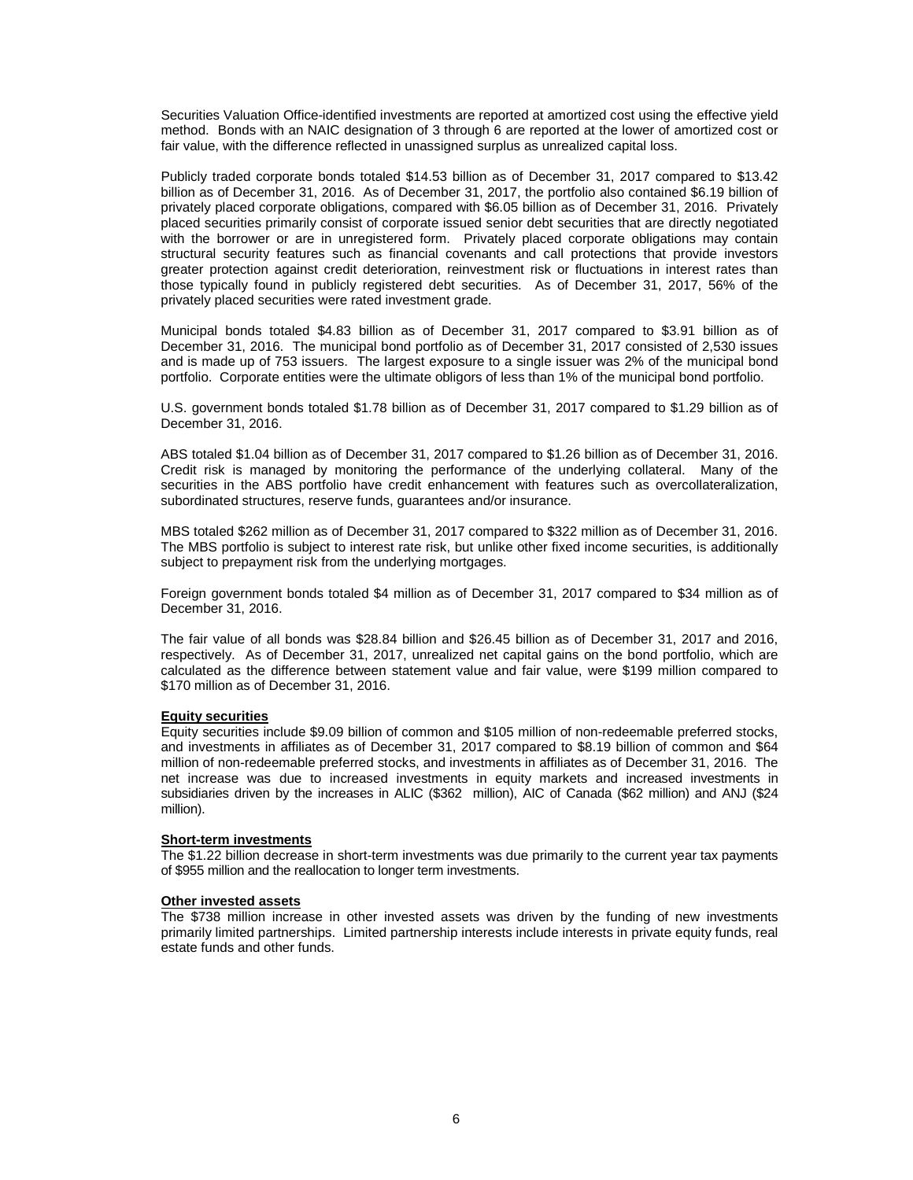Securities Valuation Office-identified investments are reported at amortized cost using the effective yield method. Bonds with an NAIC designation of 3 through 6 are reported at the lower of amortized cost or fair value, with the difference reflected in unassigned surplus as unrealized capital loss.

Publicly traded corporate bonds totaled $14.53 billion as of December 31, 2017 compared to $13.42 billion as of December 31, 2016. As of December 31, 2017, the portfolio also contained $6.19 billion of privately placed corporate obligations, compared with $6.05 billion as of December 31, 2016. Privately placed securities primarily consist of corporate issued senior debt securities that are directly negotiated with the borrower or are in unregistered form. Privately placed corporate obligations may contain structural security features such as financial covenants and call protections that provide investors greater protection against credit deterioration, reinvestment risk or fluctuations in interest rates than those typically found in publicly registered debt securities. As of December 31, 2017, 56% of the privately placed securities were rated investment grade.

Municipal bonds totaled $4.83 billion as of December 31, 2017 compared to $3.91 billion as of December 31, 2016. The municipal bond portfolio as of December 31, 2017 consisted of 2,530 issues and is made up of 753 issuers. The largest exposure to a single issuer was 2% of the municipal bond portfolio. Corporate entities were the ultimate obligors of less than 1% of the municipal bond portfolio.

U.S. government bonds totaled $1.78 billion as of December 31, 2017 compared to $1.29 billion as of December 31, 2016.

ABS totaled $1.04 billion as of December 31, 2017 compared to $1.26 billion as of December 31, 2016. Credit risk is managed by monitoring the performance of the underlying collateral. Many of the securities in the ABS portfolio have credit enhancement with features such as overcollateralization, subordinated structures, reserve funds, guarantees and/or insurance.

MBS totaled $262 million as of December 31, 2017 compared to $322 million as of December 31, 2016. The MBS portfolio is subject to interest rate risk, but unlike other fixed income securities, is additionally subject to prepayment risk from the underlying mortgages.

Foreign government bonds totaled $4 million as of December 31, 2017 compared to $34 million as of December 31, 2016.

The fair value of all bonds was $28.84 billion and $26.45 billion as of December 31, 2017 and 2016, respectively. As of December 31, 2017, unrealized net capital gains on the bond portfolio, which are calculated as the difference between statement value and fair value, were $199 million compared to $170 million as of December 31, 2016.

**Equity securities**

Equity securities include $9.09 billion of common and $105 million of non-redeemable preferred stocks, and investments in affiliates as of December 31, 2017 compared to $8.19 billion of common and $64 million of non-redeemable preferred stocks, and investments in affiliates as of December 31, 2016. The net increase was due to increased investments in equity markets and increased investments in subsidiaries driven by the increases in ALIC ($362 million), AIC of Canada ($62 million) and ANJ ($24 million).

**Short-term investments**

The $1.22 billion decrease in short-term investments was due primarily to the current year tax payments of $955 million and the reallocation to longer term investments.

**Other invested assets**

The $738 million increase in other invested assets was driven by the funding of new investments primarily limited partnerships. Limited partnership interests include interests in private equity funds, real estate funds and other funds.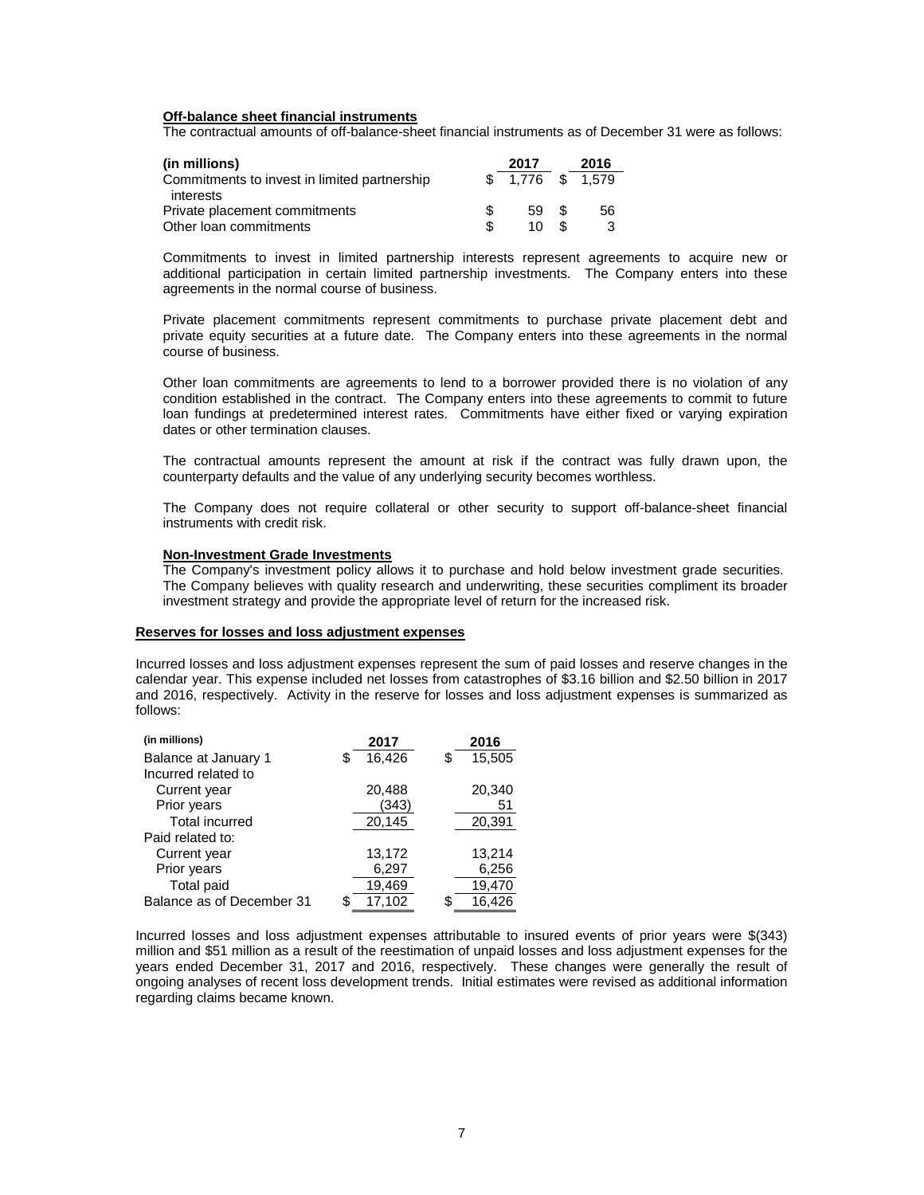**Off-balance sheet financial instruments**

The contractual amounts of off-balance-sheet financial instruments as of December 31 were as follows:

| (in millions) | 2017 | 2016 |
|---|---|---|
| Commitments to invest in limited partnership interests | $ 1,776 | $ 1,579 |
| Private placement commitments | $ 59 | $ 56 |
| Other loan commitments | $ 10 | $ 3 |

Commitments to invest in limited partnership interests represent agreements to acquire new or additional participation in certain limited partnership investments. The Company enters into these agreements in the normal course of business.

Private placement commitments represent commitments to purchase private placement debt and private equity securities at a future date. The Company enters into these agreements in the normal course of business.

Other loan commitments are agreements to lend to a borrower provided there is no violation of any condition established in the contract. The Company enters into these agreements to commit to future loan fundings at predetermined interest rates. Commitments have either fixed or varying expiration dates or other termination clauses.

The contractual amounts represent the amount at risk if the contract was fully drawn upon, the counterparty defaults and the value of any underlying security becomes worthless.

The Company does not require collateral or other security to support off-balance-sheet financial instruments with credit risk.

**Non-Investment Grade Investments**

The Company's investment policy allows it to purchase and hold below investment grade securities. The Company believes with quality research and underwriting, these securities compliment its broader investment strategy and provide the appropriate level of return for the increased risk.

**Reserves for losses and loss adjustment expenses**

Incurred losses and loss adjustment expenses represent the sum of paid losses and reserve changes in the calendar year. This expense included net losses from catastrophes of $3.16 billion and $2.50 billion in 2017 and 2016, respectively. Activity in the reserve for losses and loss adjustment expenses is summarized as follows:

| (in millions) | 2017 | 2016 |
|---|---|---|
| Balance at January 1 | $ 16,426 | $ 15,505 |
| Incurred related to | | |
| Current year | 20,488 | 20,340 |
| Prior years | (343) | 51 |
| Total incurred | 20,145 | 20,391 |
| Paid related to: | | |
| Current year | 13,172 | 13,214 |
| Prior years | 6,297 | 6,256 |
| Total paid | 19,469 | 19,470 |
| Balance as of December 31 | $ 17,102 | $ 16,426 |

Incurred losses and loss adjustment expenses attributable to insured events of prior years were $(343) million and $51 million as a result of the reestimation of unpaid losses and loss adjustment expenses for the years ended December 31, 2017 and 2016, respectively. These changes were generally the result of ongoing analyses of recent loss development trends. Initial estimates were revised as additional information regarding claims became known.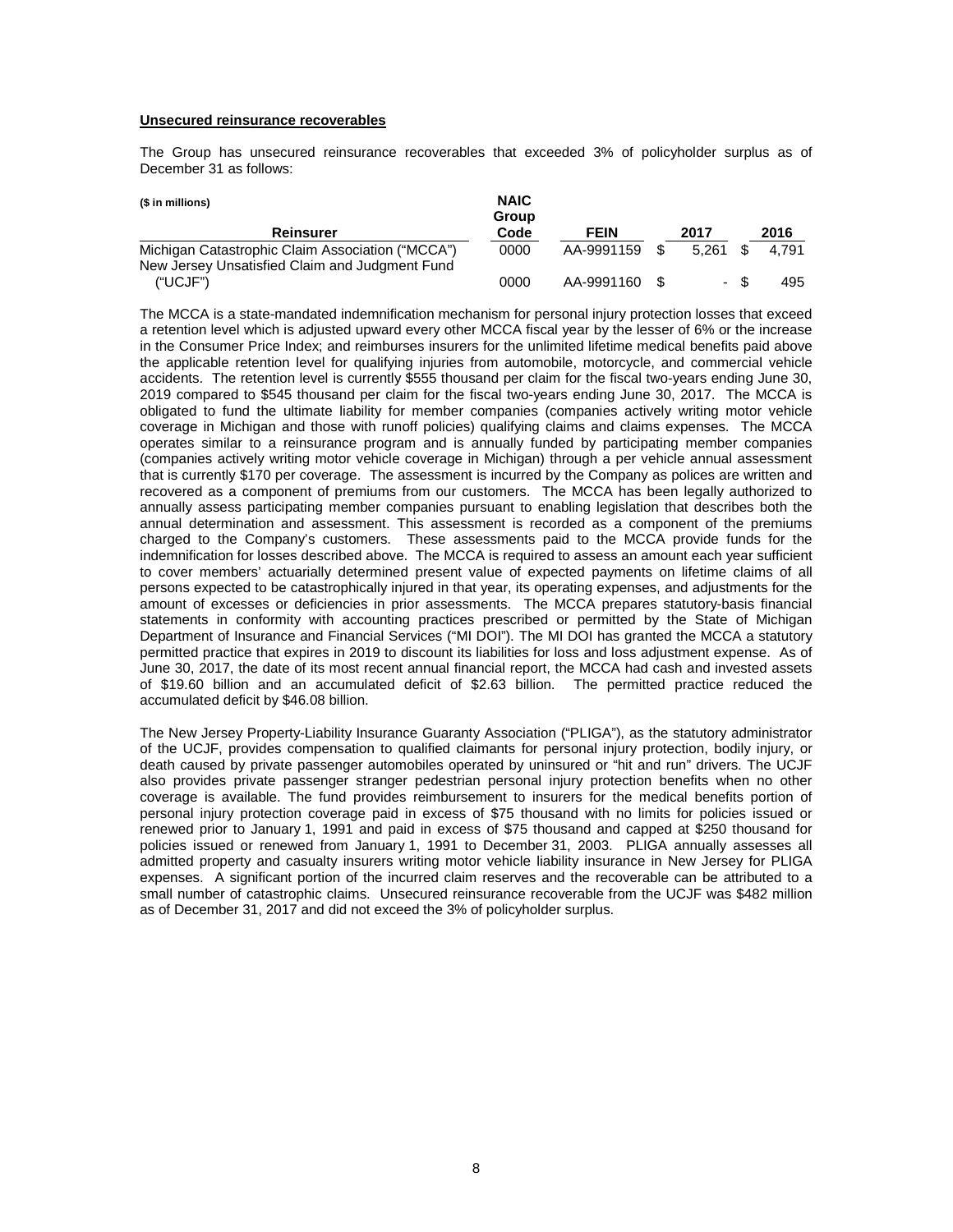**Unsecured reinsurance recoverables**

The Group has unsecured reinsurance recoverables that exceeded 3% of policyholder surplus as of December 31 as follows:

| ($ in millions)<br>Reinsurer | NAIC Group Code | FEIN | 2017 | 2016 |
|---|---|---|---|---|
| Michigan Catastrophic Claim Association ("MCCA") | 0000 | AA-9991159 | $ 5,261 | $ 4,791 |
| New Jersey Unsatisfied Claim and Judgment Fund ("UCJF") | 0000 | AA-9991160 | $ - | $ 495 |

The MCCA is a state-mandated indemnification mechanism for personal injury protection losses that exceed a retention level which is adjusted upward every other MCCA fiscal year by the lesser of 6% or the increase in the Consumer Price Index; and reimburses insurers for the unlimited lifetime medical benefits paid above the applicable retention level for qualifying injuries from automobile, motorcycle, and commercial vehicle accidents. The retention level is currently $555 thousand per claim for the fiscal two-years ending June 30, 2019 compared to $545 thousand per claim for the fiscal two-years ending June 30, 2017. The MCCA is obligated to fund the ultimate liability for member companies (companies actively writing motor vehicle coverage in Michigan and those with runoff policies) qualifying claims and claims expenses. The MCCA operates similar to a reinsurance program and is annually funded by participating member companies (companies actively writing motor vehicle coverage in Michigan) through a per vehicle annual assessment that is currently $170 per coverage. The assessment is incurred by the Company as polices are written and recovered as a component of premiums from our customers. The MCCA has been legally authorized to annually assess participating member companies pursuant to enabling legislation that describes both the annual determination and assessment. This assessment is recorded as a component of the premiums charged to the Company's customers. These assessments paid to the MCCA provide funds for the indemnification for losses described above. The MCCA is required to assess an amount each year sufficient to cover members' actuarially determined present value of expected payments on lifetime claims of all persons expected to be catastrophically injured in that year, its operating expenses, and adjustments for the amount of excesses or deficiencies in prior assessments. The MCCA prepares statutory-basis financial statements in conformity with accounting practices prescribed or permitted by the State of Michigan Department of Insurance and Financial Services ("MI DOI"). The MI DOI has granted the MCCA a statutory permitted practice that expires in 2019 to discount its liabilities for loss and loss adjustment expense. As of June 30, 2017, the date of its most recent annual financial report, the MCCA had cash and invested assets of $19.60 billion and an accumulated deficit of $2.63 billion. The permitted practice reduced the accumulated deficit by $46.08 billion.

The New Jersey Property-Liability Insurance Guaranty Association ("PLIGA"), as the statutory administrator of the UCJF, provides compensation to qualified claimants for personal injury protection, bodily injury, or death caused by private passenger automobiles operated by uninsured or "hit and run" drivers. The UCJF also provides private passenger stranger pedestrian personal injury protection benefits when no other coverage is available. The fund provides reimbursement to insurers for the medical benefits portion of personal injury protection coverage paid in excess of $75 thousand with no limits for policies issued or renewed prior to January 1, 1991 and paid in excess of $75 thousand and capped at $250 thousand for policies issued or renewed from January 1, 1991 to December 31, 2003. PLIGA annually assesses all admitted property and casualty insurers writing motor vehicle liability insurance in New Jersey for PLIGA expenses. A significant portion of the incurred claim reserves and the recoverable can be attributed to a small number of catastrophic claims. Unsecured reinsurance recoverable from the UCJF was $482 million as of December 31, 2017 and did not exceed the 3% of policyholder surplus.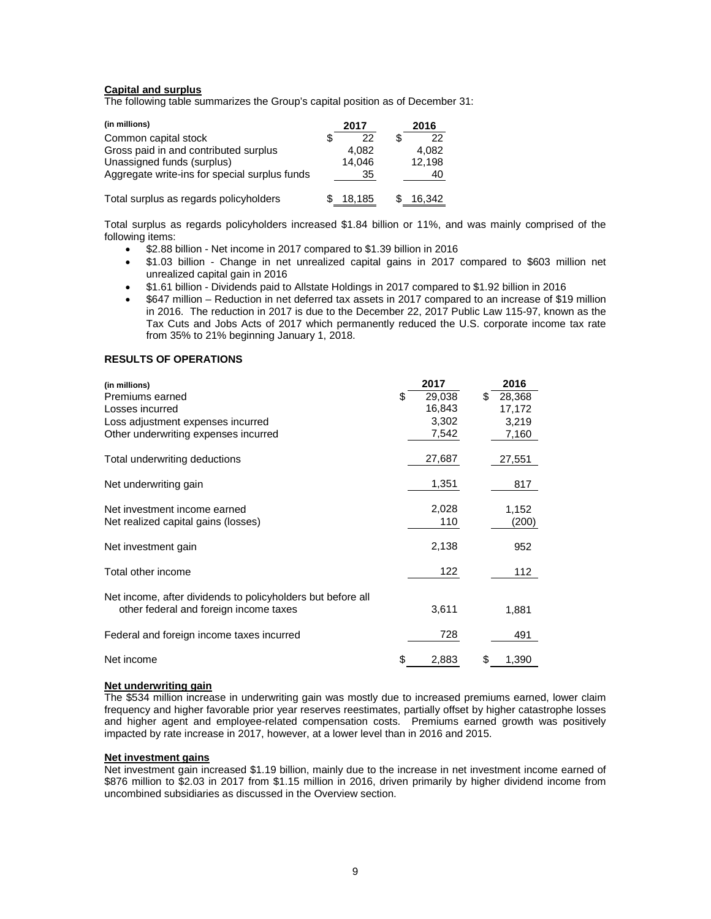**Capital and surplus**

The following table summarizes the Group's capital position as of December 31:

| (in millions) | 2017 | 2016 |
|---|---|---|
| Common capital stock | $ 22 | $ 22 |
| Gross paid in and contributed surplus | 4,082 | 4,082 |
| Unassigned funds (surplus) | 14,046 | 12,198 |
| Aggregate write-ins for special surplus funds | 35 | 40 |
| Total surplus as regards policyholders | $ 18,185 | $ 16,342 |

Total surplus as regards policyholders increased $1.84 billion or 11%, and was mainly comprised of the following items:

- $2.88 billion - Net income in 2017 compared to $1.39 billion in 2016
- $1.03 billion - Change in net unrealized capital gains in 2017 compared to $603 million net unrealized capital gain in 2016
- $1.61 billion - Dividends paid to Allstate Holdings in 2017 compared to $1.92 billion in 2016
- $647 million – Reduction in net deferred tax assets in 2017 compared to an increase of $19 million in 2016. The reduction in 2017 is due to the December 22, 2017 Public Law 115-97, known as the Tax Cuts and Jobs Acts of 2017 which permanently reduced the U.S. corporate income tax rate from 35% to 21% beginning January 1, 2018.

**RESULTS OF OPERATIONS**

| (in millions) | 2017 | 2016 |
|---|---|---|
| Premiums earned | $ 29,038 | $ 28,368 |
| Losses incurred | 16,843 | 17,172 |
| Loss adjustment expenses incurred | 3,302 | 3,219 |
| Other underwriting expenses incurred | 7,542 | 7,160 |
| Total underwriting deductions | 27,687 | 27,551 |
| Net underwriting gain | 1,351 | 817 |
| Net investment income earned | 2,028 | 1,152 |
| Net realized capital gains (losses) | 110 | (200) |
| Net investment gain | 2,138 | 952 |
| Total other income | 122 | 112 |
| Net income, after dividends to policyholders but before all other federal and foreign income taxes | 3,611 | 1,881 |
| Federal and foreign income taxes incurred | 728 | 491 |
| Net income | $ 2,883 | $ 1,390 |

**Net underwriting gain**

The $534 million increase in underwriting gain was mostly due to increased premiums earned, lower claim frequency and higher favorable prior year reserves reestimates, partially offset by higher catastrophe losses and higher agent and employee-related compensation costs. Premiums earned growth was positively impacted by rate increase in 2017, however, at a lower level than in 2016 and 2015.

**Net investment gains**

Net investment gain increased $1.19 billion, mainly due to the increase in net investment income earned of $876 million to $2.03 in 2017 from $1.15 million in 2016, driven primarily by higher dividend income from uncombined subsidiaries as discussed in the Overview section.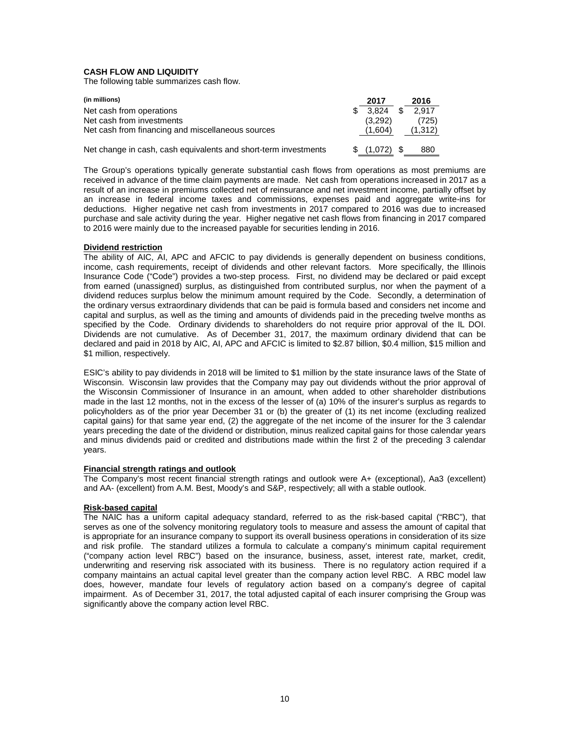## CASH FLOW AND LIQUIDITY

The following table summarizes cash flow.

| (in millions) | 2017 | 2016 |
|---|---|---|
| Net cash from operations | $ 3,824 | $ 2,917 |
| Net cash from investments | (3,292) | (725) |
| Net cash from financing and miscellaneous sources | (1,604) | (1,312) |
| Net change in cash, cash equivalents and short-term investments | $ (1,072) | $ 880 |

The Group's operations typically generate substantial cash flows from operations as most premiums are received in advance of the time claim payments are made. Net cash from operations increased in 2017 as a result of an increase in premiums collected net of reinsurance and net investment income, partially offset by an increase in federal income taxes and commissions, expenses paid and aggregate write-ins for deductions. Higher negative net cash from investments in 2017 compared to 2016 was due to increased purchase and sale activity during the year. Higher negative net cash flows from financing in 2017 compared to 2016 were mainly due to the increased payable for securities lending in 2016.

**Dividend restriction**

The ability of AIC, AI, APC and AFCIC to pay dividends is generally dependent on business conditions, income, cash requirements, receipt of dividends and other relevant factors. More specifically, the Illinois Insurance Code ("Code") provides a two-step process. First, no dividend may be declared or paid except from earned (unassigned) surplus, as distinguished from contributed surplus, nor when the payment of a dividend reduces surplus below the minimum amount required by the Code. Secondly, a determination of the ordinary versus extraordinary dividends that can be paid is formula based and considers net income and capital and surplus, as well as the timing and amounts of dividends paid in the preceding twelve months as specified by the Code. Ordinary dividends to shareholders do not require prior approval of the IL DOI. Dividends are not cumulative. As of December 31, 2017, the maximum ordinary dividend that can be declared and paid in 2018 by AIC, AI, APC and AFCIC is limited to $2.87 billion, $0.4 million, $15 million and $1 million, respectively.

ESIC's ability to pay dividends in 2018 will be limited to $1 million by the state insurance laws of the State of Wisconsin. Wisconsin law provides that the Company may pay out dividends without the prior approval of the Wisconsin Commissioner of Insurance in an amount, when added to other shareholder distributions made in the last 12 months, not in the excess of the lesser of (a) 10% of the insurer's surplus as regards to policyholders as of the prior year December 31 or (b) the greater of (1) its net income (excluding realized capital gains) for that same year end, (2) the aggregate of the net income of the insurer for the 3 calendar years preceding the date of the dividend or distribution, minus realized capital gains for those calendar years and minus dividends paid or credited and distributions made within the first 2 of the preceding 3 calendar years.

**Financial strength ratings and outlook**

The Company's most recent financial strength ratings and outlook were A+ (exceptional), Aa3 (excellent) and AA- (excellent) from A.M. Best, Moody's and S&P, respectively; all with a stable outlook.

**Risk-based capital**

The NAIC has a uniform capital adequacy standard, referred to as the risk-based capital ("RBC"), that serves as one of the solvency monitoring regulatory tools to measure and assess the amount of capital that is appropriate for an insurance company to support its overall business operations in consideration of its size and risk profile. The standard utilizes a formula to calculate a company's minimum capital requirement ("company action level RBC") based on the insurance, business, asset, interest rate, market, credit, underwriting and reserving risk associated with its business. There is no regulatory action required if a company maintains an actual capital level greater than the company action level RBC. A RBC model law does, however, mandate four levels of regulatory action based on a company's degree of capital impairment. As of December 31, 2017, the total adjusted capital of each insurer comprising the Group was significantly above the company action level RBC.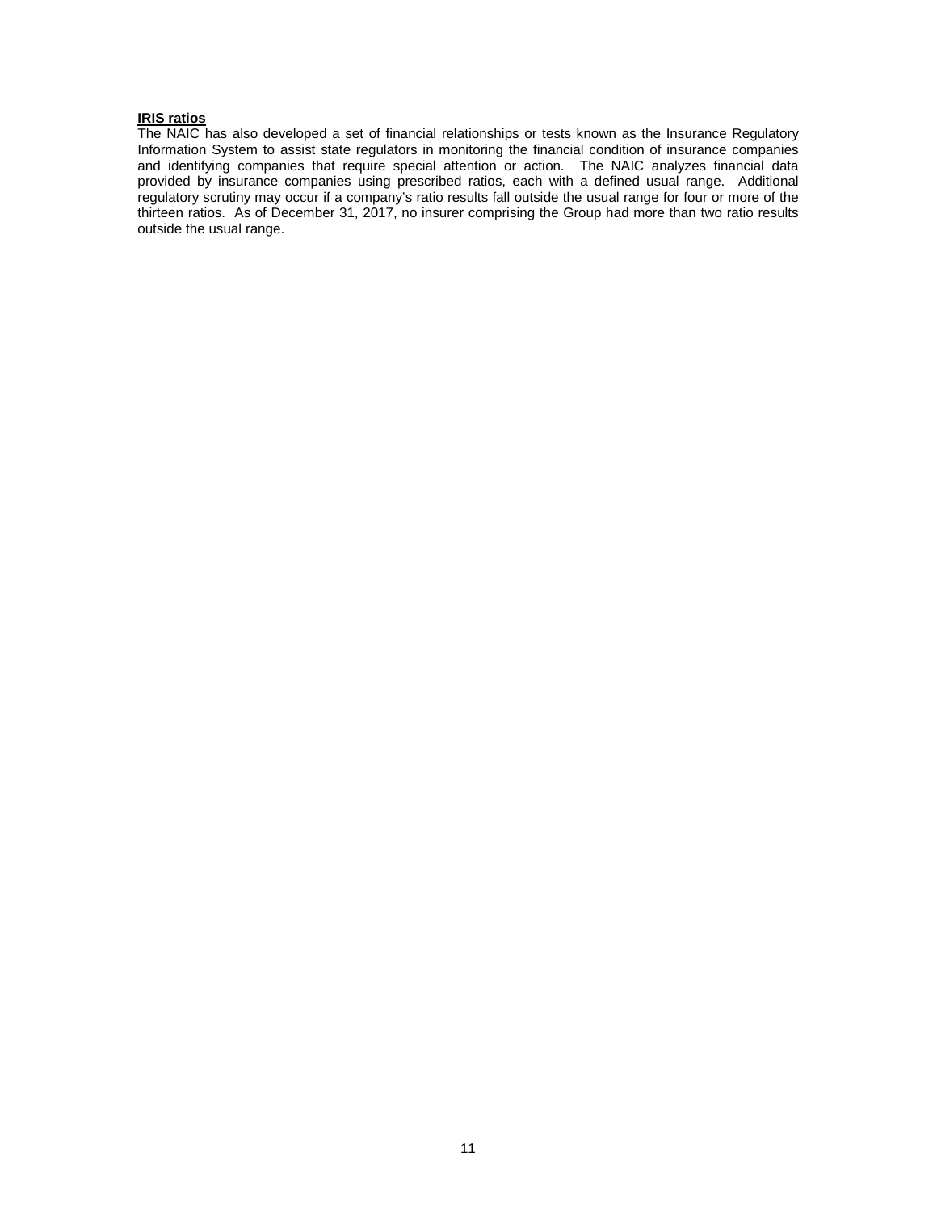**IRIS ratios**

The NAIC has also developed a set of financial relationships or tests known as the Insurance Regulatory Information System to assist state regulators in monitoring the financial condition of insurance companies and identifying companies that require special attention or action. The NAIC analyzes financial data provided by insurance companies using prescribed ratios, each with a defined usual range. Additional regulatory scrutiny may occur if a company's ratio results fall outside the usual range for four or more of the thirteen ratios. As of December 31, 2017, no insurer comprising the Group had more than two ratio results outside the usual range.